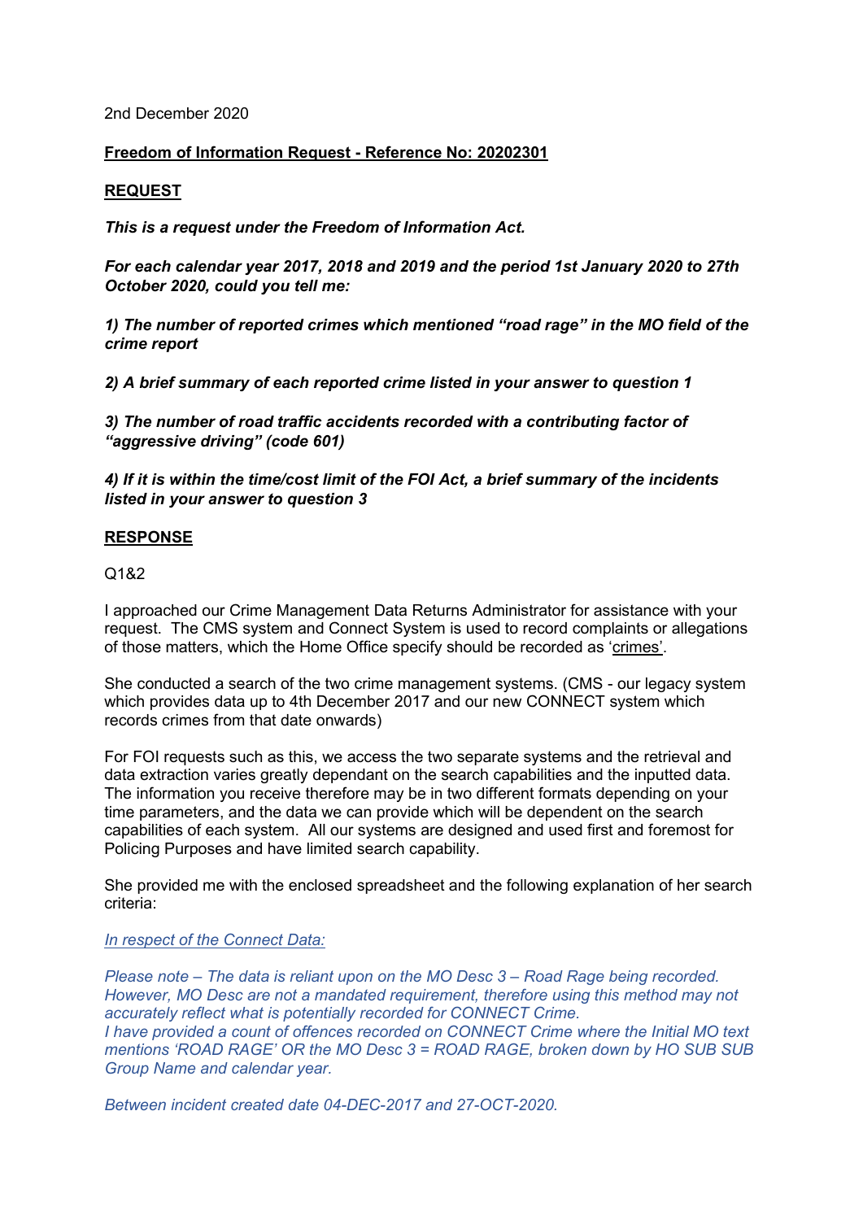2nd December 2020

**Freedom of Information Request - Reference No: 20202301**

**REQUEST**

***This is a request under the Freedom of Information Act.***

***For each calendar year 2017, 2018 and 2019 and the period 1st January 2020 to 27th October 2020, could you tell me:***

***1) The number of reported crimes which mentioned "road rage" in the MO field of the crime report***

***2) A brief summary of each reported crime listed in your answer to question 1***

***3) The number of road traffic accidents recorded with a contributing factor of "aggressive driving" (code 601)***

***4) If it is within the time/cost limit of the FOI Act, a brief summary of the incidents listed in your answer to question 3***

**RESPONSE**

Q1&2

I approached our Crime Management Data Returns Administrator for assistance with your request. The CMS system and Connect System is used to record complaints or allegations of those matters, which the Home Office specify should be recorded as 'crimes'.

She conducted a search of the two crime management systems. (CMS - our legacy system which provides data up to 4th December 2017 and our new CONNECT system which records crimes from that date onwards)

For FOI requests such as this, we access the two separate systems and the retrieval and data extraction varies greatly dependant on the search capabilities and the inputted data. The information you receive therefore may be in two different formats depending on your time parameters, and the data we can provide which will be dependent on the search capabilities of each system. All our systems are designed and used first and foremost for Policing Purposes and have limited search capability.

She provided me with the enclosed spreadsheet and the following explanation of her search criteria:

*In respect of the Connect Data:*

*Please note – The data is reliant upon on the MO Desc 3 – Road Rage being recorded. However, MO Desc are not a mandated requirement, therefore using this method may not accurately reflect what is potentially recorded for CONNECT Crime.*
*I have provided a count of offences recorded on CONNECT Crime where the Initial MO text mentions 'ROAD RAGE' OR the MO Desc 3 = ROAD RAGE, broken down by HO SUB SUB Group Name and calendar year.*

*Between incident created date 04-DEC-2017 and 27-OCT-2020.*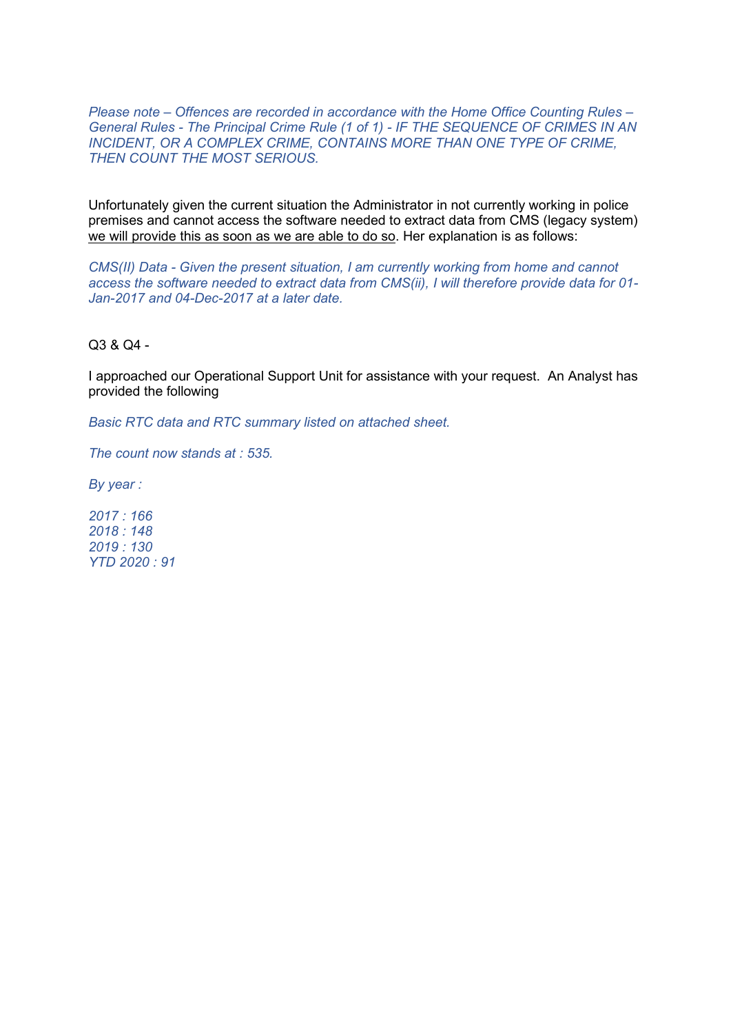*Please note – Offences are recorded in accordance with the Home Office Counting Rules – General Rules - The Principal Crime Rule (1 of 1) - IF THE SEQUENCE OF CRIMES IN AN INCIDENT, OR A COMPLEX CRIME, CONTAINS MORE THAN ONE TYPE OF CRIME, THEN COUNT THE MOST SERIOUS.*

Unfortunately given the current situation the Administrator in not currently working in police premises and cannot access the software needed to extract data from CMS (legacy system) <u>we will provide this as soon as we are able to do so</u>. Her explanation is as follows:

*CMS(II) Data - Given the present situation, I am currently working from home and cannot access the software needed to extract data from CMS(ii), I will therefore provide data for 01-Jan-2017 and 04-Dec-2017 at a later date.*

Q3 & Q4 -

I approached our Operational Support Unit for assistance with your request. An Analyst has provided the following

*Basic RTC data and RTC summary listed on attached sheet.*

*The count now stands at : 535.*

*By year :*

*2017 : 166*
*2018 : 148*
*2019 : 130*
*YTD 2020 : 91*